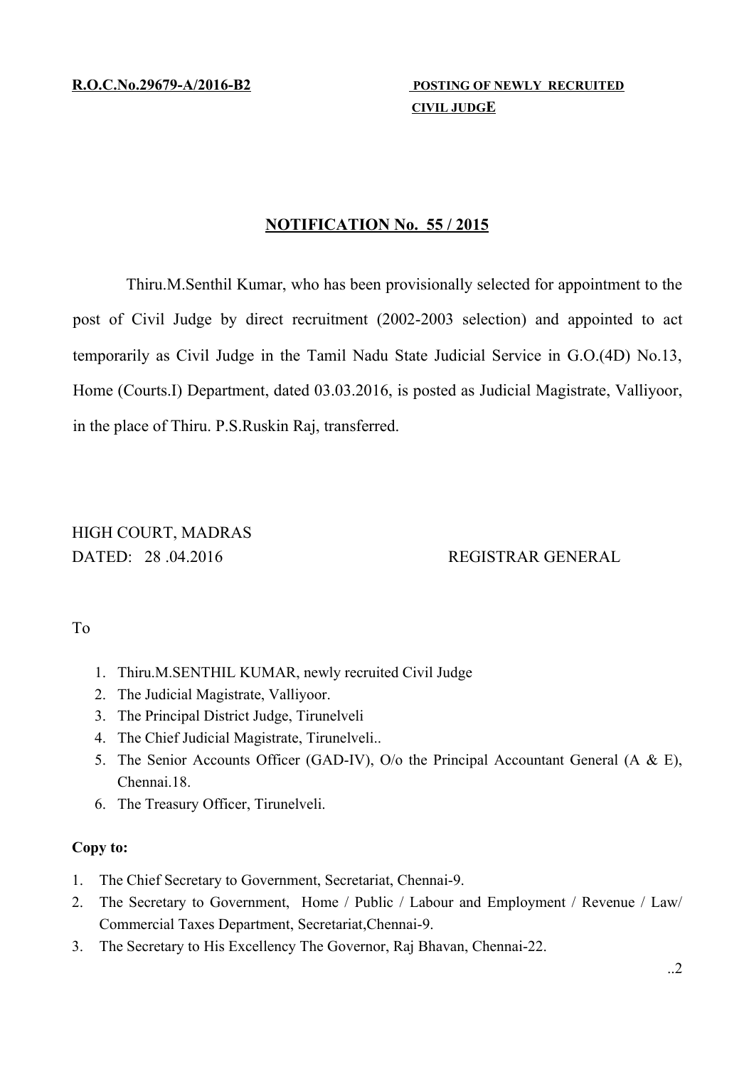**R.O.C.No.29679-A/2016-B2** **POSTING OF NEWLY RECRUITED CIVIL JUDGE**

## NOTIFICATION No. 55 / 2015

Thiru.M.Senthil Kumar, who has been provisionally selected for appointment to the post of Civil Judge by direct recruitment (2002-2003 selection) and appointed to act temporarily as Civil Judge in the Tamil Nadu State Judicial Service in G.O.(4D) No.13, Home (Courts.I) Department, dated 03.03.2016, is posted as Judicial Magistrate, Valliyoor, in the place of Thiru. P.S.Ruskin Raj, transferred.

HIGH COURT, MADRAS
DATED: 28 .04.2016

REGISTRAR GENERAL

To

1. Thiru.M.SENTHIL KUMAR, newly recruited Civil Judge
2. The Judicial Magistrate, Valliyoor.
3. The Principal District Judge, Tirunelveli
4. The Chief Judicial Magistrate, Tirunelveli..
5. The Senior Accounts Officer (GAD-IV), O/o the Principal Accountant General (A & E), Chennai.18.
6. The Treasury Officer, Tirunelveli.

**Copy to:**

1. The Chief Secretary to Government, Secretariat, Chennai-9.
2. The Secretary to Government, Home / Public / Labour and Employment / Revenue / Law/ Commercial Taxes Department, Secretariat,Chennai-9.
3. The Secretary to His Excellency The Governor, Raj Bhavan, Chennai-22.

..2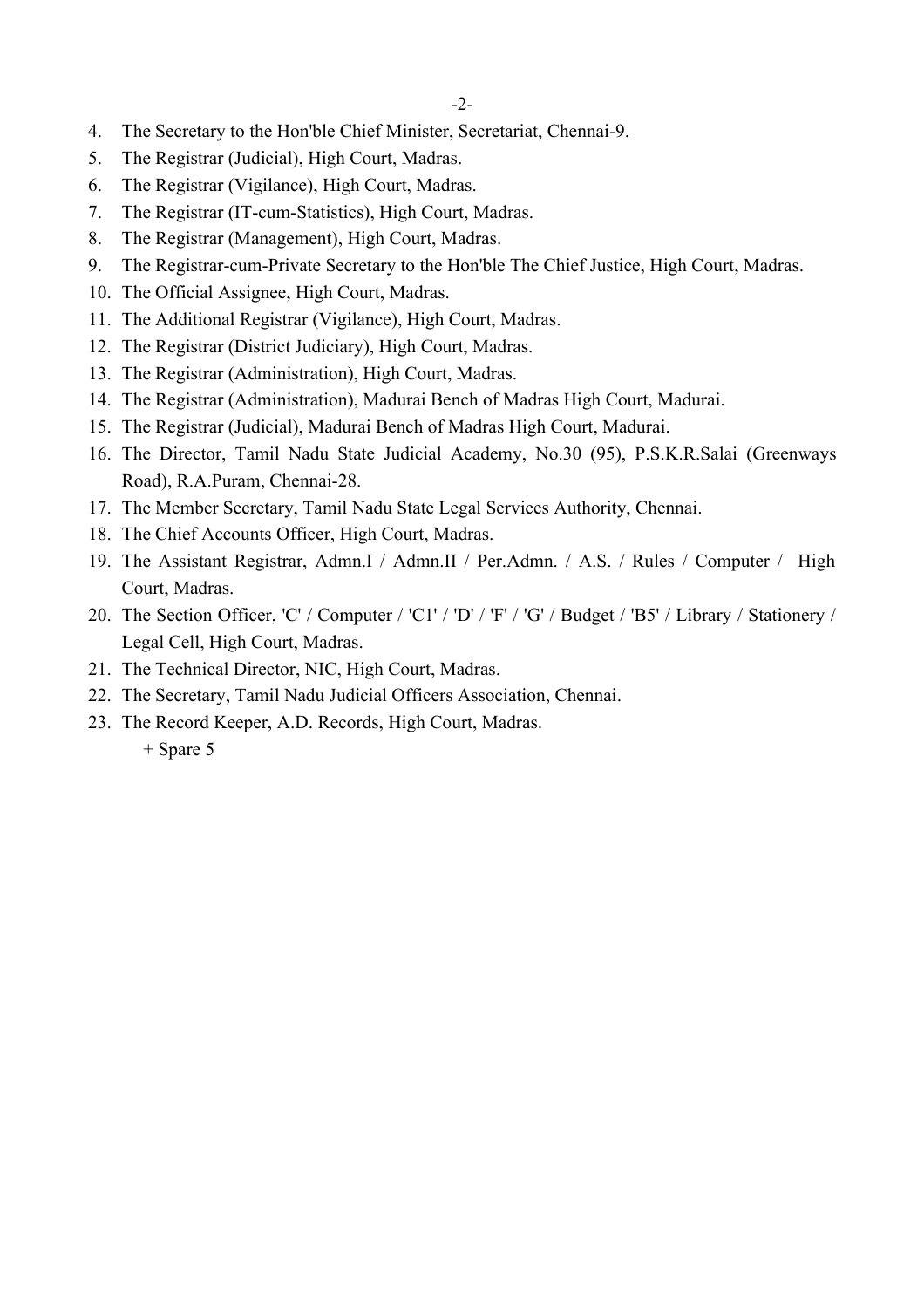4. The Secretary to the Hon'ble Chief Minister, Secretariat, Chennai-9.
5. The Registrar (Judicial), High Court, Madras.
6. The Registrar (Vigilance), High Court, Madras.
7. The Registrar (IT-cum-Statistics), High Court, Madras.
8. The Registrar (Management), High Court, Madras.
9. The Registrar-cum-Private Secretary to the Hon'ble The Chief Justice, High Court, Madras.
10. The Official Assignee, High Court, Madras.
11. The Additional Registrar (Vigilance), High Court, Madras.
12. The Registrar (District Judiciary), High Court, Madras.
13. The Registrar (Administration), High Court, Madras.
14. The Registrar (Administration), Madurai Bench of Madras High Court, Madurai.
15. The Registrar (Judicial), Madurai Bench of Madras High Court, Madurai.
16. The Director, Tamil Nadu State Judicial Academy, No.30 (95), P.S.K.R.Salai (Greenways Road), R.A.Puram, Chennai-28.
17. The Member Secretary, Tamil Nadu State Legal Services Authority, Chennai.
18. The Chief Accounts Officer, High Court, Madras.
19. The Assistant Registrar, Admn.I / Admn.II / Per.Admn. / A.S. / Rules / Computer / High Court, Madras.
20. The Section Officer, 'C' / Computer / 'C1' / 'D' / 'F' / 'G' / Budget / 'B5' / Library / Stationery / Legal Cell, High Court, Madras.
21. The Technical Director, NIC, High Court, Madras.
22. The Secretary, Tamil Nadu Judicial Officers Association, Chennai.
23. The Record Keeper, A.D. Records, High Court, Madras.

    + Spare 5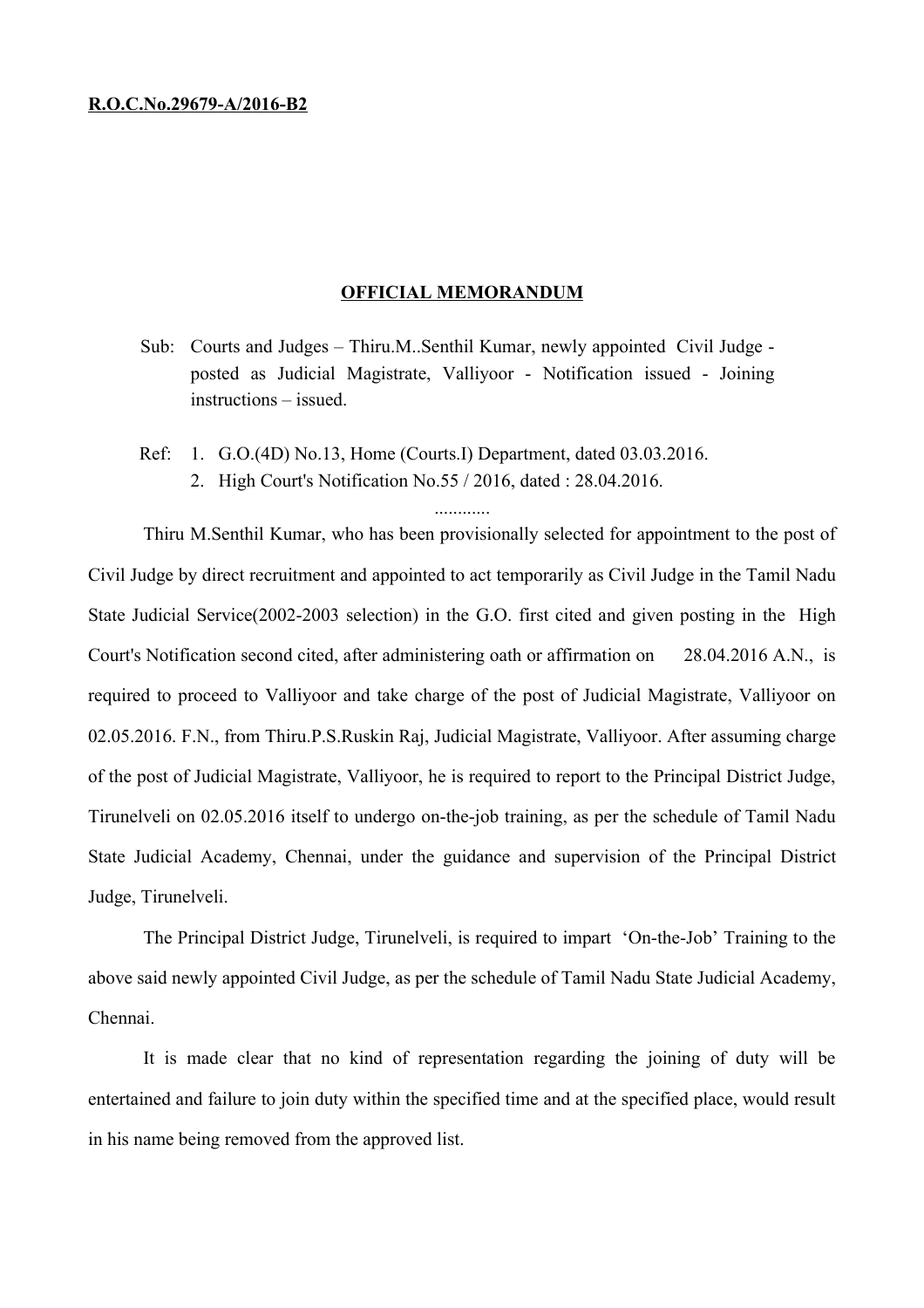**R.O.C.No.29679-A/2016-B2**

## OFFICIAL MEMORANDUM

Sub: Courts and Judges – Thiru.M..Senthil Kumar, newly appointed Civil Judge - posted as Judicial Magistrate, Valliyoor - Notification issued - Joining instructions – issued.

Ref: 1. G.O.(4D) No.13, Home (Courts.I) Department, dated 03.03.2016.
2. High Court's Notification No.55 / 2016, dated : 28.04.2016.

............

Thiru M.Senthil Kumar, who has been provisionally selected for appointment to the post of Civil Judge by direct recruitment and appointed to act temporarily as Civil Judge in the Tamil Nadu State Judicial Service(2002-2003 selection) in the G.O. first cited and given posting in the High Court's Notification second cited, after administering oath or affirmation on 28.04.2016 A.N., is required to proceed to Valliyoor and take charge of the post of Judicial Magistrate, Valliyoor on 02.05.2016. F.N., from Thiru.P.S.Ruskin Raj, Judicial Magistrate, Valliyoor. After assuming charge of the post of Judicial Magistrate, Valliyoor, he is required to report to the Principal District Judge, Tirunelveli on 02.05.2016 itself to undergo on-the-job training, as per the schedule of Tamil Nadu State Judicial Academy, Chennai, under the guidance and supervision of the Principal District Judge, Tirunelveli.

The Principal District Judge, Tirunelveli, is required to impart 'On-the-Job' Training to the above said newly appointed Civil Judge, as per the schedule of Tamil Nadu State Judicial Academy, Chennai.

It is made clear that no kind of representation regarding the joining of duty will be entertained and failure to join duty within the specified time and at the specified place, would result in his name being removed from the approved list.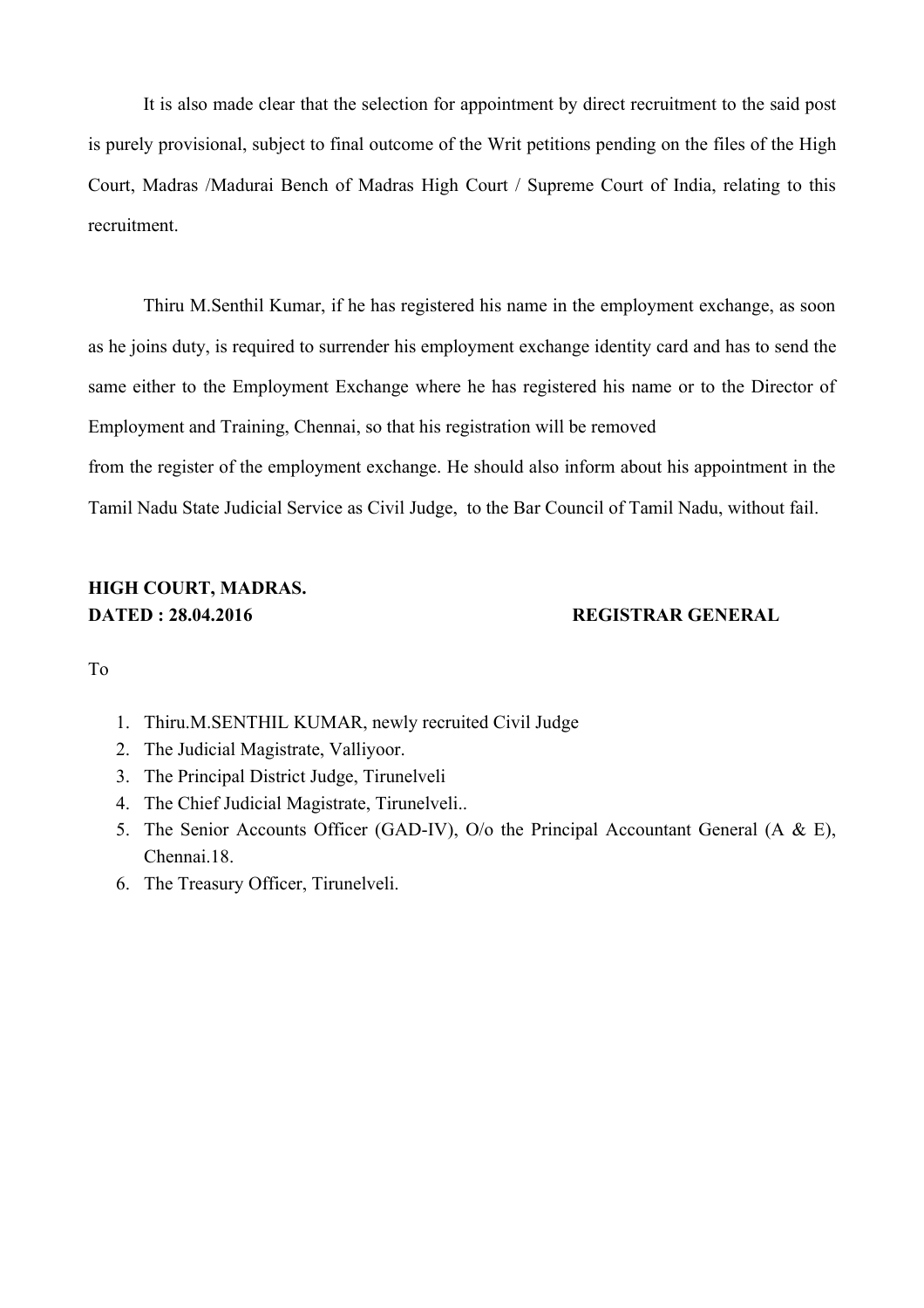It is also made clear that the selection for appointment by direct recruitment to the said post is purely provisional, subject to final outcome of the Writ petitions pending on the files of the High Court, Madras /Madurai Bench of Madras High Court / Supreme Court of India, relating to this recruitment.

Thiru M.Senthil Kumar, if he has registered his name in the employment exchange, as soon as he joins duty, is required to surrender his employment exchange identity card and has to send the same either to the Employment Exchange where he has registered his name or to the Director of Employment and Training, Chennai, so that his registration will be removed from the register of the employment exchange. He should also inform about his appointment in the Tamil Nadu State Judicial Service as Civil Judge, to the Bar Council of Tamil Nadu, without fail.

**HIGH COURT, MADRAS.**
**DATED : 28.04.2016** **REGISTRAR GENERAL**

To

1. Thiru.M.SENTHIL KUMAR, newly recruited Civil Judge
2. The Judicial Magistrate, Valliyoor.
3. The Principal District Judge, Tirunelveli
4. The Chief Judicial Magistrate, Tirunelveli..
5. The Senior Accounts Officer (GAD-IV), O/o the Principal Accountant General (A & E), Chennai.18.
6. The Treasury Officer, Tirunelveli.